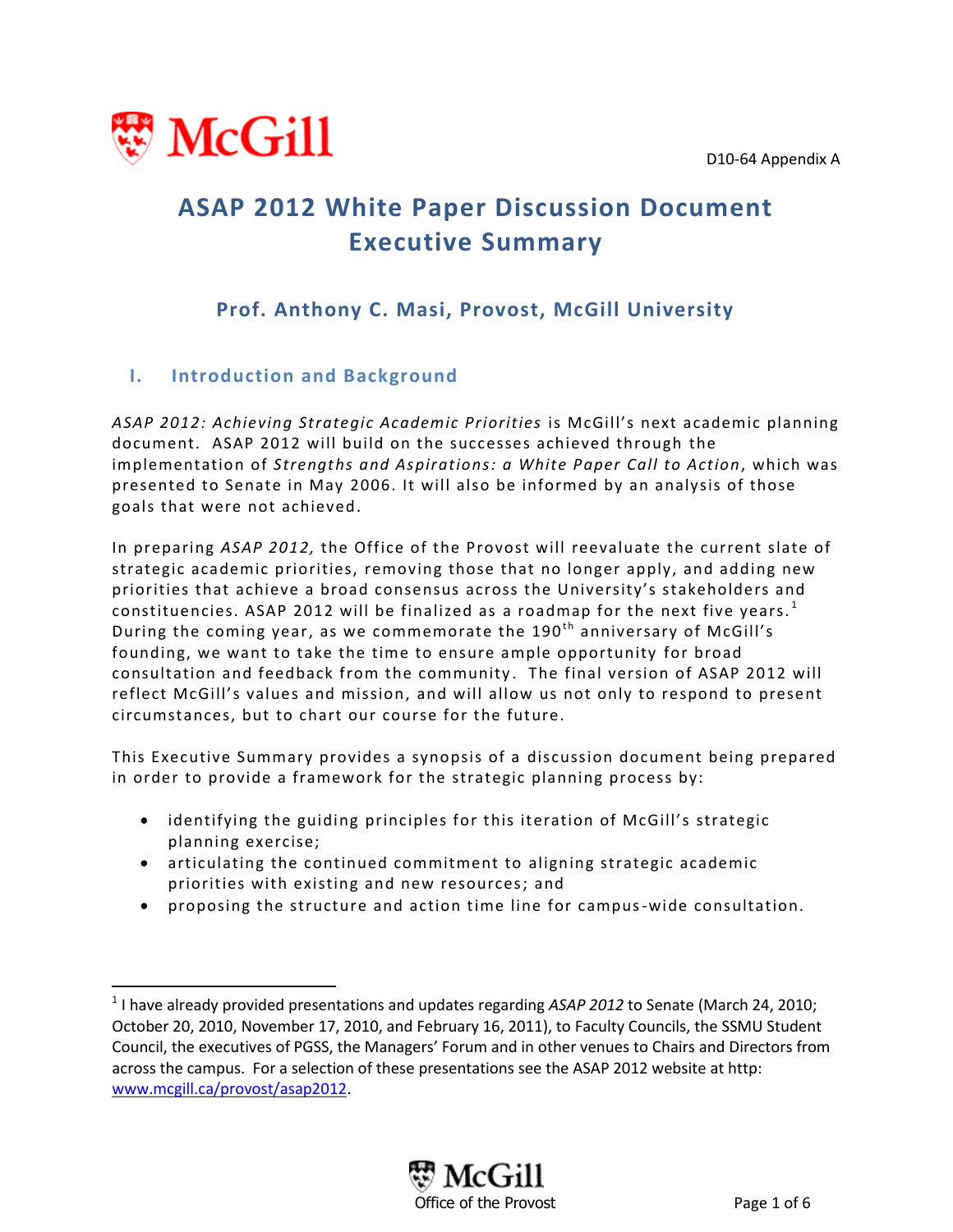D10-64 Appendix A

# ASAP 2012 White Paper Discussion Document Executive Summary

### Prof. Anthony C. Masi, Provost, McGill University

## I. Introduction and Background

*ASAP 2012: Achieving Strategic Academic Priorities* is McGill's next academic planning document. ASAP 2012 will build on the successes achieved through the implementation of *Strengths and Aspirations: a White Paper Call to Action*, which was presented to Senate in May 2006. It will also be informed by an analysis of those goals that were not achieved.

In preparing *ASAP 2012,* the Office of the Provost will reevaluate the current slate of strategic academic priorities, removing those that no longer apply, and adding new priorities that achieve a broad consensus across the University's stakeholders and constituencies. ASAP 2012 will be finalized as a roadmap for the next five years.[1] During the coming year, as we commemorate the 190th anniversary of McGill's founding, we want to take the time to ensure ample opportunity for broad consultation and feedback from the community. The final version of ASAP 2012 will reflect McGill's values and mission, and will allow us not only to respond to present circumstances, but to chart our course for the future.

This Executive Summary provides a synopsis of a discussion document being prepared in order to provide a framework for the strategic planning process by:

- identifying the guiding principles for this iteration of McGill's strategic planning exercise;
- articulating the continued commitment to aligning strategic academic priorities with existing and new resources; and
- proposing the structure and action time line for campus-wide consultation.

[1] I have already provided presentations and updates regarding *ASAP 2012* to Senate (March 24, 2010; October 20, 2010, November 17, 2010, and February 16, 2011), to Faculty Councils, the SSMU Student Council, the executives of PGSS, the Managers' Forum and in other venues to Chairs and Directors from across the campus. For a selection of these presentations see the ASAP 2012 website at http: www.mcgill.ca/provost/asap2012.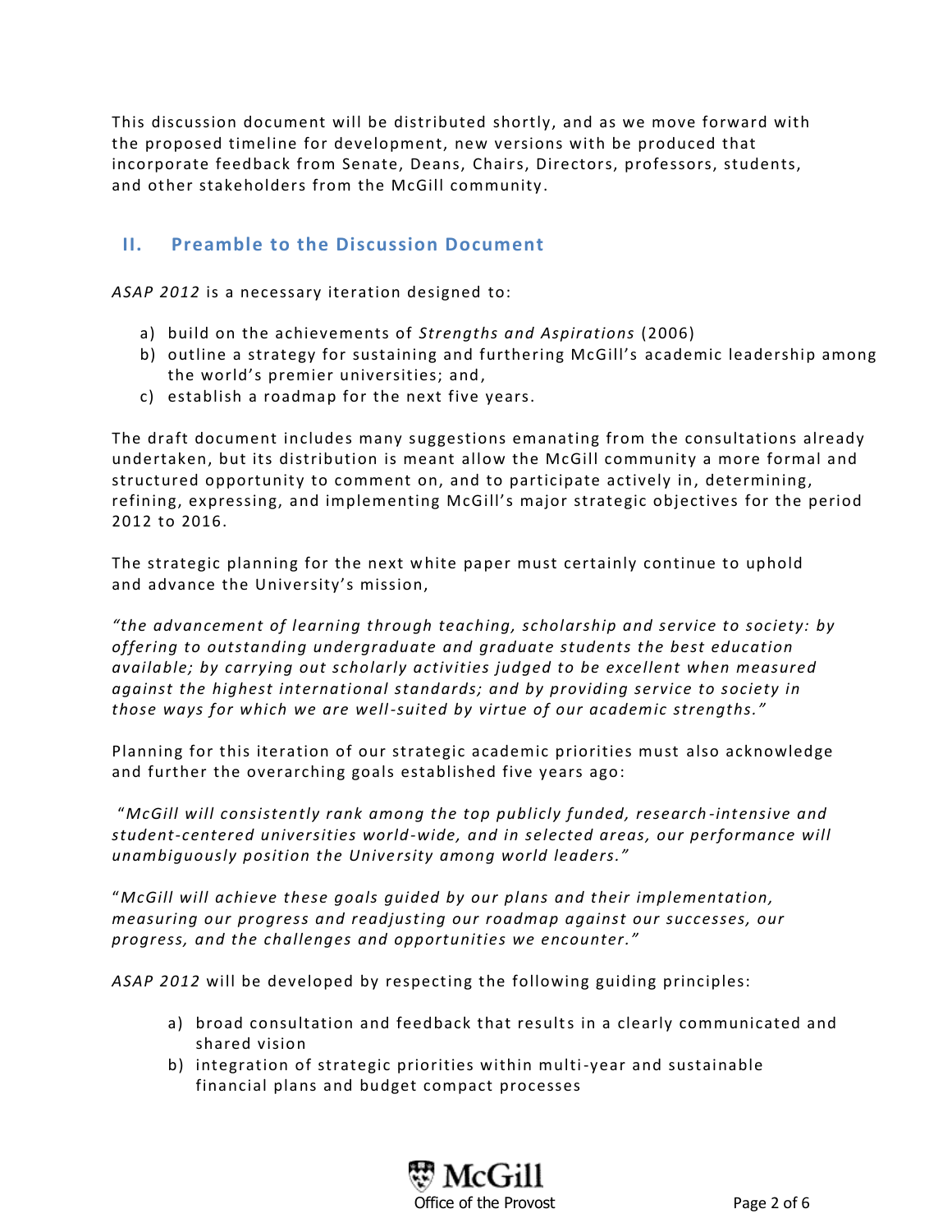This discussion document will be distributed shortly, and as we move forward with the proposed timeline for development, new versions with be produced that incorporate feedback from Senate, Deans, Chairs, Directors, professors, students, and other stakeholders from the McGill community.

## II. Preamble to the Discussion Document

*ASAP 2012* is a necessary iteration designed to:

a) build on the achievements of *Strengths and Aspirations* (2006)
b) outline a strategy for sustaining and furthering McGill's academic leadership among the world's premier universities; and,
c) establish a roadmap for the next five years.

The draft document includes many suggestions emanating from the consultations already undertaken, but its distribution is meant allow the McGill community a more formal and structured opportunity to comment on, and to participate actively in, determining, refining, expressing, and implementing McGill's major strategic objectives for the period 2012 to 2016.

The strategic planning for the next white paper must certainly continue to uphold and advance the University's mission,

*"the advancement of learning through teaching, scholarship and service to society: by offering to outstanding undergraduate and graduate students the best education available; by carrying out scholarly activities judged to be excellent when measured against the highest international standards; and by providing service to society in those ways for which we are well-suited by virtue of our academic strengths."*

Planning for this iteration of our strategic academic priorities must also acknowledge and further the overarching goals established five years ago:

"*McGill will consistently rank among the top publicly funded, research-intensive and student-centered universities world-wide, and in selected areas, our performance will unambiguously position the University among world leaders."*

"*McGill will achieve these goals guided by our plans and their implementation, measuring our progress and readjusting our roadmap against our successes, our progress, and the challenges and opportunities we encounter."*

*ASAP 2012* will be developed by respecting the following guiding principles:

a) broad consultation and feedback that results in a clearly communicated and shared vision
b) integration of strategic priorities within multi-year and sustainable financial plans and budget compact processes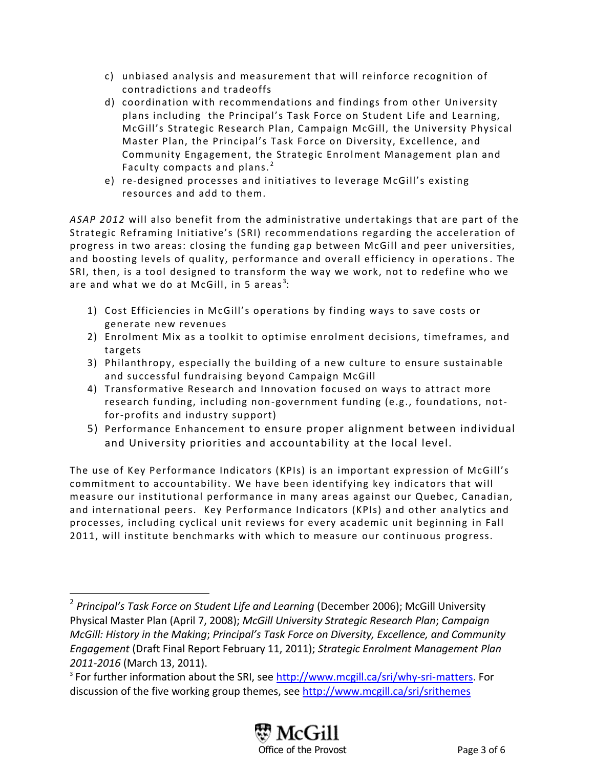c) unbiased analysis and measurement that will reinforce recognition of contradictions and tradeoffs
d) coordination with recommendations and findings from other University plans including the Principal's Task Force on Student Life and Learning, McGill's Strategic Research Plan, Campaign McGill, the University Physical Master Plan, the Principal's Task Force on Diversity, Excellence, and Community Engagement, the Strategic Enrolment Management plan and Faculty compacts and plans.[2]
e) re-designed processes and initiatives to leverage McGill's existing resources and add to them.

*ASAP 2012* will also benefit from the administrative undertakings that are part of the Strategic Reframing Initiative's (SRI) recommendations regarding the acceleration of progress in two areas: closing the funding gap between McGill and peer universities, and boosting levels of quality, performance and overall efficiency in operations. The SRI, then, is a tool designed to transform the way we work, not to redefine who we are and what we do at McGill, in 5 areas[3]:

1) Cost Efficiencies in McGill's operations by finding ways to save costs or generate new revenues
2) Enrolment Mix as a toolkit to optimise enrolment decisions, timeframes, and targets
3) Philanthropy, especially the building of a new culture to ensure sustainable and successful fundraising beyond Campaign McGill
4) Transformative Research and Innovation focused on ways to attract more research funding, including non-government funding (e.g., foundations, not-for-profits and industry support)
5) Performance Enhancement to ensure proper alignment between individual and University priorities and accountability at the local level.

The use of Key Performance Indicators (KPIs) is an important expression of McGill's commitment to accountability. We have been identifying key indicators that will measure our institutional performance in many areas against our Quebec, Canadian, and international peers. Key Performance Indicators (KPIs) and other analytics and processes, including cyclical unit reviews for every academic unit beginning in Fall 2011, will institute benchmarks with which to measure our continuous progress.

---

[2] *Principal's Task Force on Student Life and Learning* (December 2006); McGill University Physical Master Plan (April 7, 2008); *McGill University Strategic Research Plan*; *Campaign McGill: History in the Making*; *Principal's Task Force on Diversity, Excellence, and Community Engagement* (Draft Final Report February 11, 2011); *Strategic Enrolment Management Plan 2011-2016* (March 13, 2011).

[3] For further information about the SRI, see http://www.mcgill.ca/sri/why-sri-matters. For discussion of the five working group themes, see http://www.mcgill.ca/sri/srithemes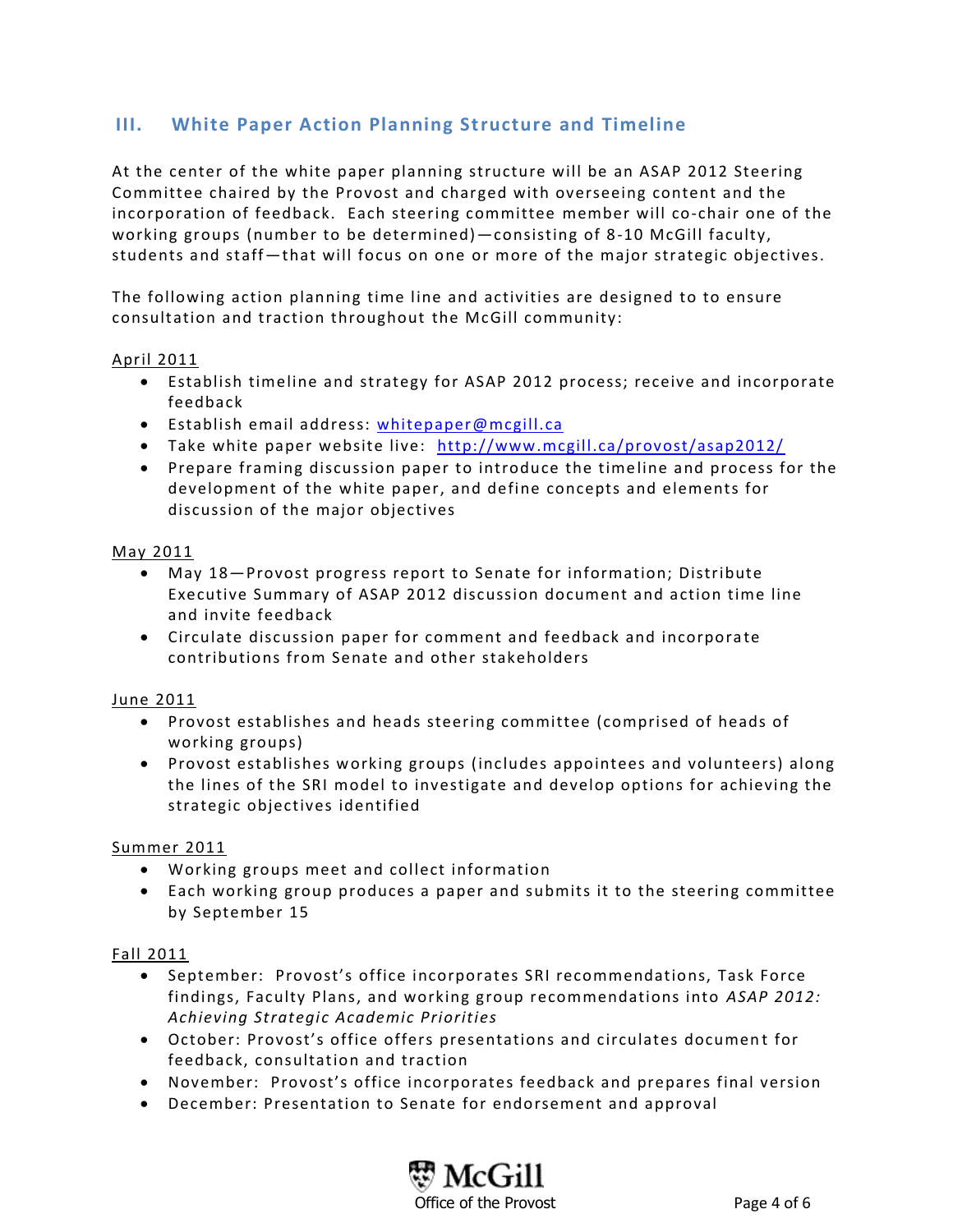## III. White Paper Action Planning Structure and Timeline

At the center of the white paper planning structure will be an ASAP 2012 Steering Committee chaired by the Provost and charged with overseeing content and the incorporation of feedback. Each steering committee member will co-chair one of the working groups (number to be determined)—consisting of 8-10 McGill faculty, students and staff—that will focus on one or more of the major strategic objectives.

The following action planning time line and activities are designed to to ensure consultation and traction throughout the McGill community:

<u>April 2011</u>

- Establish timeline and strategy for ASAP 2012 process; receive and incorporate feedback
- Establish email address: [whitepaper@mcgill.ca](mailto:whitepaper@mcgill.ca)
- Take white paper website live: [http://www.mcgill.ca/provost/asap2012/](http://www.mcgill.ca/provost/asap2012/)
- Prepare framing discussion paper to introduce the timeline and process for the development of the white paper, and define concepts and elements for discussion of the major objectives

<u>May 2011</u>

- May 18—Provost progress report to Senate for information; Distribute Executive Summary of ASAP 2012 discussion document and action time line and invite feedback
- Circulate discussion paper for comment and feedback and incorporate contributions from Senate and other stakeholders

<u>June 2011</u>

- Provost establishes and heads steering committee (comprised of heads of working groups)
- Provost establishes working groups (includes appointees and volunteers) along the lines of the SRI model to investigate and develop options for achieving the strategic objectives identified

<u>Summer 2011</u>

- Working groups meet and collect information
- Each working group produces a paper and submits it to the steering committee by September 15

<u>Fall 2011</u>

- September: Provost's office incorporates SRI recommendations, Task Force findings, Faculty Plans, and working group recommendations into *ASAP 2012: Achieving Strategic Academic Priorities*
- October: Provost's office offers presentations and circulates document for feedback, consultation and traction
- November: Provost's office incorporates feedback and prepares final version
- December: Presentation to Senate for endorsement and approval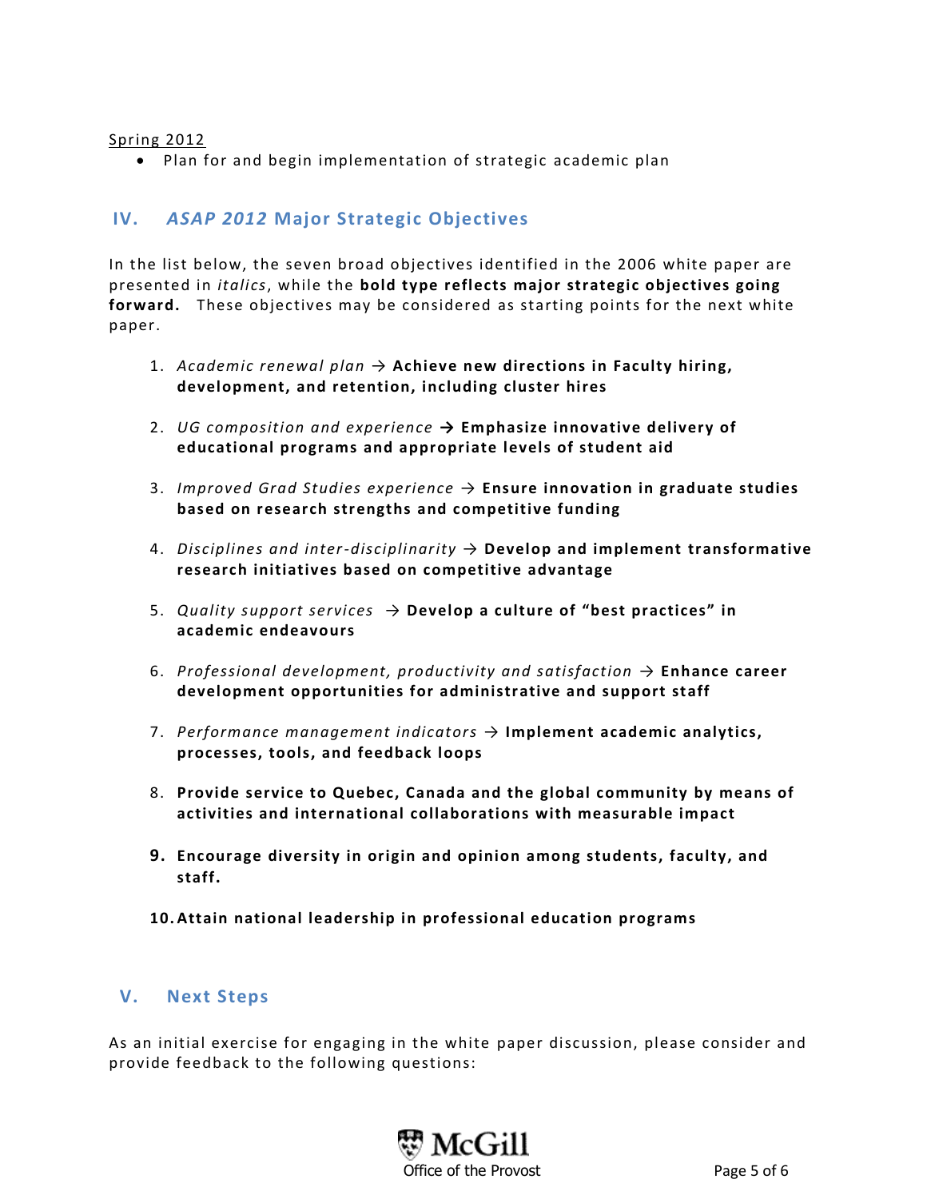Spring 2012

- Plan for and begin implementation of strategic academic plan

## IV. *ASAP 2012* Major Strategic Objectives

In the list below, the seven broad objectives identified in the 2006 white paper are presented in *italics*, while the **bold type reflects major strategic objectives going forward.** These objectives may be considered as starting points for the next white paper.

1. *Academic renewal plan* → **Achieve new directions in Faculty hiring, development, and retention, including cluster hires**

2. *UG composition and experience* **→ Emphasize innovative delivery of educational programs and appropriate levels of student aid**

3. *Improved Grad Studies experience* → **Ensure innovation in graduate studies based on research strengths and competitive funding**

4. *Disciplines and inter-disciplinarity* → **Develop and implement transformative research initiatives based on competitive advantage**

5. *Quality support services* → **Develop a culture of "best practices" in academic endeavours**

6. *Professional development, productivity and satisfaction* → **Enhance career development opportunities for administrative and support staff**

7. *Performance management indicators* → **Implement academic analytics, processes, tools, and feedback loops**

8. **Provide service to Quebec, Canada and the global community by means of activities and international collaborations with measurable impact**

9. **Encourage diversity in origin and opinion among students, faculty, and staff.**

10. **Attain national leadership in professional education programs**

## V. Next Steps

As an initial exercise for engaging in the white paper discussion, please consider and provide feedback to the following questions: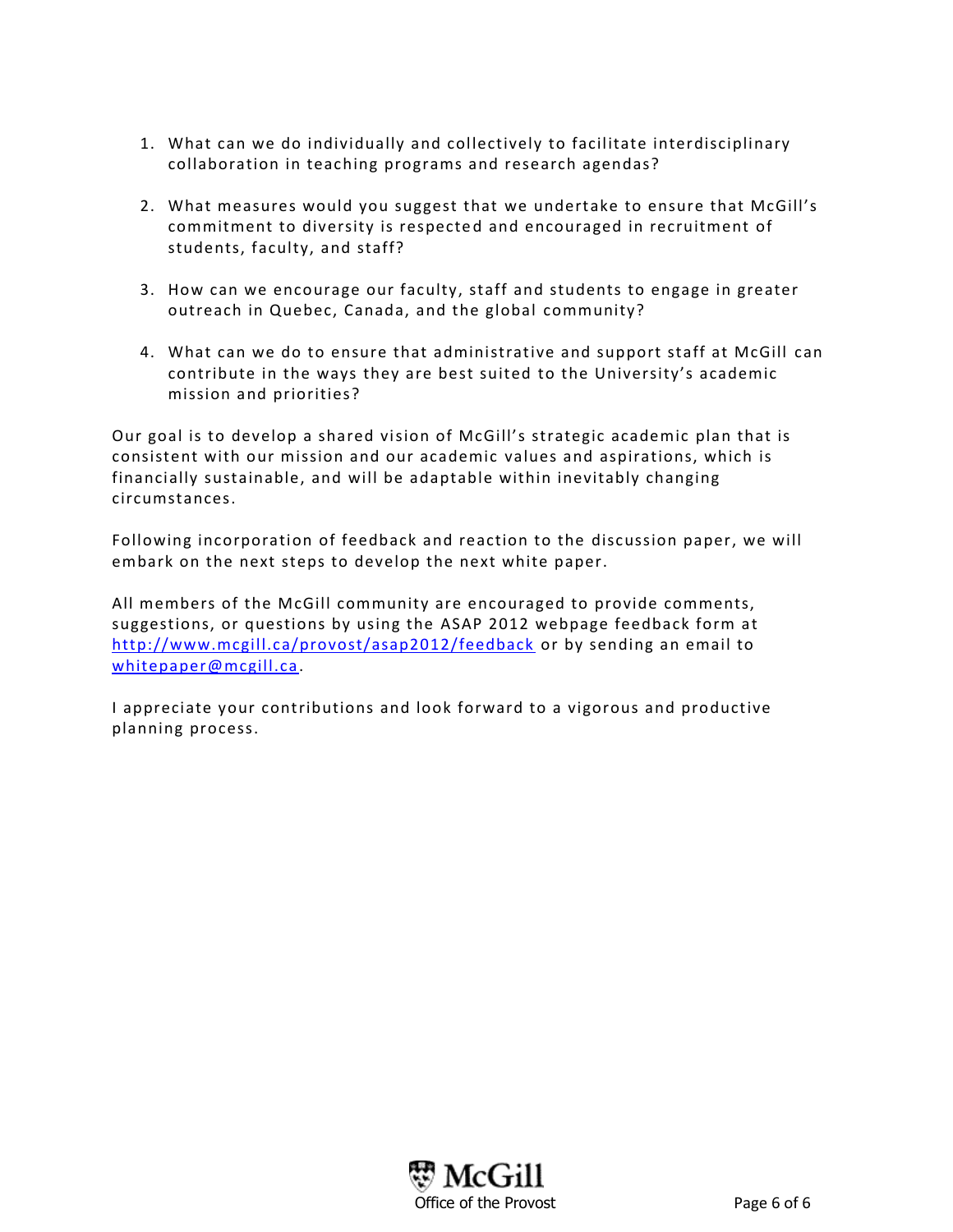1. What can we do individually and collectively to facilitate interdisciplinary collaboration in teaching programs and research agendas?

2. What measures would you suggest that we undertake to ensure that McGill's commitment to diversity is respected and encouraged in recruitment of students, faculty, and staff?

3. How can we encourage our faculty, staff and students to engage in greater outreach in Quebec, Canada, and the global community?

4. What can we do to ensure that administrative and support staff at McGill can contribute in the ways they are best suited to the University's academic mission and priorities?

Our goal is to develop a shared vision of McGill's strategic academic plan that is consistent with our mission and our academic values and aspirations, which is financially sustainable, and will be adaptable within inevitably changing circumstances.

Following incorporation of feedback and reaction to the discussion paper, we will embark on the next steps to develop the next white paper.

All members of the McGill community are encouraged to provide comments, suggestions, or questions by using the ASAP 2012 webpage feedback form at [http://www.mcgill.ca/provost/asap2012/feedback](http://www.mcgill.ca/provost/asap2012/feedback) or by sending an email to [whitepaper@mcgill.ca](mailto:whitepaper@mcgill.ca).

I appreciate your contributions and look forward to a vigorous and productive planning process.

McGill
Office of the Provost